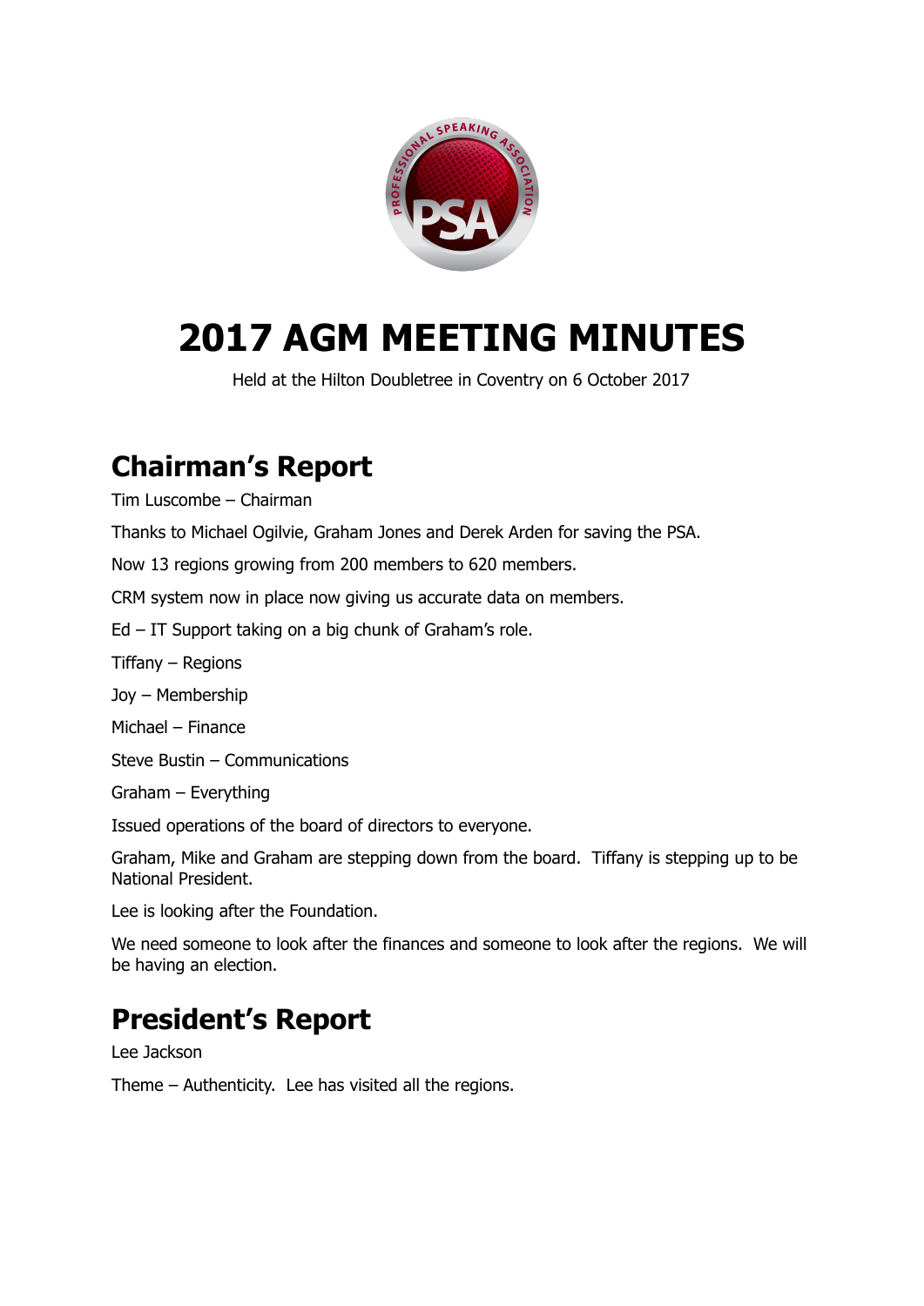# 2017 AGM MEETING MINUTES

Held at the Hilton Doubletree in Coventry on 6 October 2017

## Chairman's Report

Tim Luscombe – Chairman

Thanks to Michael Ogilvie, Graham Jones and Derek Arden for saving the PSA.

Now 13 regions growing from 200 members to 620 members.

CRM system now in place now giving us accurate data on members.

Ed – IT Support taking on a big chunk of Graham's role.

Tiffany – Regions

Joy – Membership

Michael – Finance

Steve Bustin – Communications

Graham – Everything

Issued operations of the board of directors to everyone.

Graham, Mike and Graham are stepping down from the board. Tiffany is stepping up to be National President.

Lee is looking after the Foundation.

We need someone to look after the finances and someone to look after the regions. We will be having an election.

## President's Report

Lee Jackson

Theme – Authenticity. Lee has visited all the regions.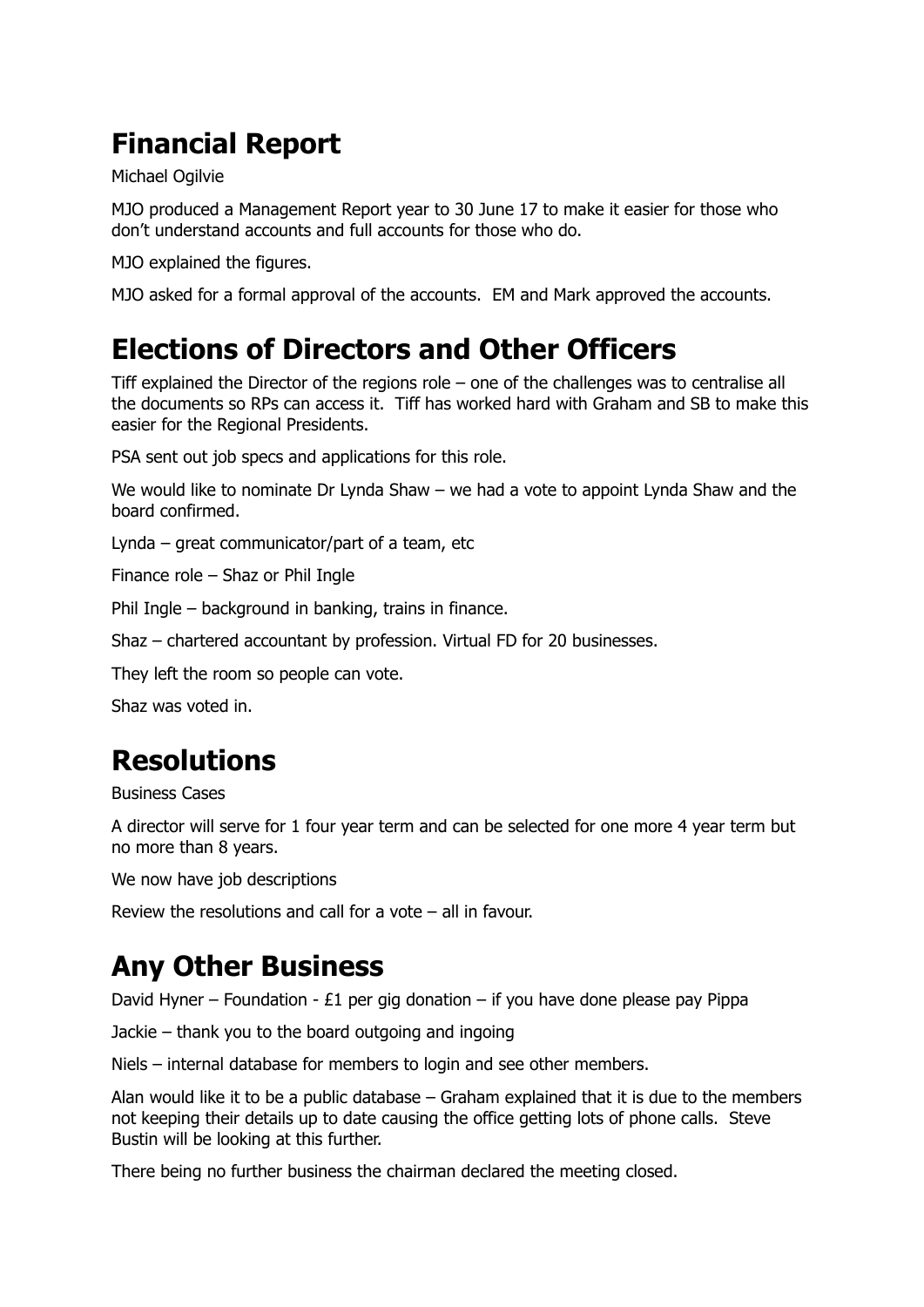## Financial Report

Michael Ogilvie

MJO produced a Management Report year to 30 June 17 to make it easier for those who don't understand accounts and full accounts for those who do.

MJO explained the figures.

MJO asked for a formal approval of the accounts. EM and Mark approved the accounts.

## Elections of Directors and Other Officers

Tiff explained the Director of the regions role – one of the challenges was to centralise all the documents so RPs can access it. Tiff has worked hard with Graham and SB to make this easier for the Regional Presidents.

PSA sent out job specs and applications for this role.

We would like to nominate Dr Lynda Shaw – we had a vote to appoint Lynda Shaw and the board confirmed.

Lynda – great communicator/part of a team, etc

Finance role – Shaz or Phil Ingle

Phil Ingle – background in banking, trains in finance.

Shaz – chartered accountant by profession. Virtual FD for 20 businesses.

They left the room so people can vote.

Shaz was voted in.

## Resolutions

Business Cases

A director will serve for 1 four year term and can be selected for one more 4 year term but no more than 8 years.

We now have job descriptions

Review the resolutions and call for a vote – all in favour.

## Any Other Business

David Hyner – Foundation - £1 per gig donation – if you have done please pay Pippa

Jackie – thank you to the board outgoing and ingoing

Niels – internal database for members to login and see other members.

Alan would like it to be a public database – Graham explained that it is due to the members not keeping their details up to date causing the office getting lots of phone calls. Steve Bustin will be looking at this further.

There being no further business the chairman declared the meeting closed.